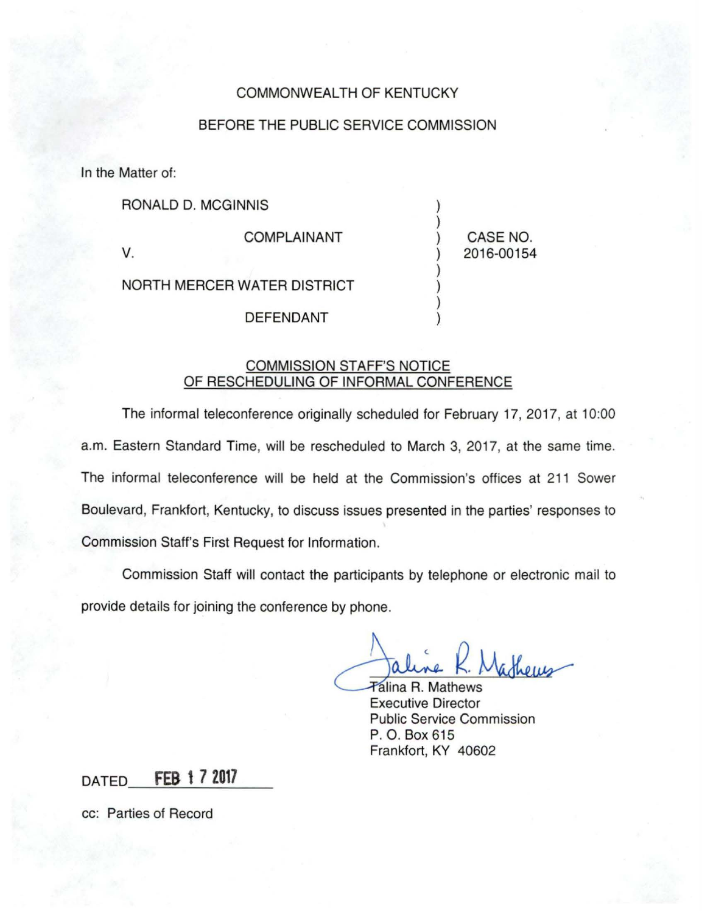COMMONWEALTH OF KENTUCKY

BEFORE THE PUBLIC SERVICE COMMISSION

In the Matter of:

| | | |
|---|---|---|
| RONALD D. MCGINNIS | ) | |
| | ) | |
| COMPLAINANT | ) | CASE NO. |
| V. | ) | 2016-00154 |
| | ) | |
| NORTH MERCER WATER DISTRICT | ) | |
| | ) | |
| DEFENDANT | ) | |

## COMMISSION STAFF'S NOTICE OF RESCHEDULING OF INFORMAL CONFERENCE

The informal teleconference originally scheduled for February 17, 2017, at 10:00 a.m. Eastern Standard Time, will be rescheduled to March 3, 2017, at the same time. The informal teleconference will be held at the Commission's offices at 211 Sower Boulevard, Frankfort, Kentucky, to discuss issues presented in the parties' responses to Commission Staff's First Request for Information.

Commission Staff will contact the participants by telephone or electronic mail to provide details for joining the conference by phone.

Talina R. Mathews
Executive Director
Public Service Commission
P. O. Box 615
Frankfort, KY 40602

DATED FEB 17 2017

cc: Parties of Record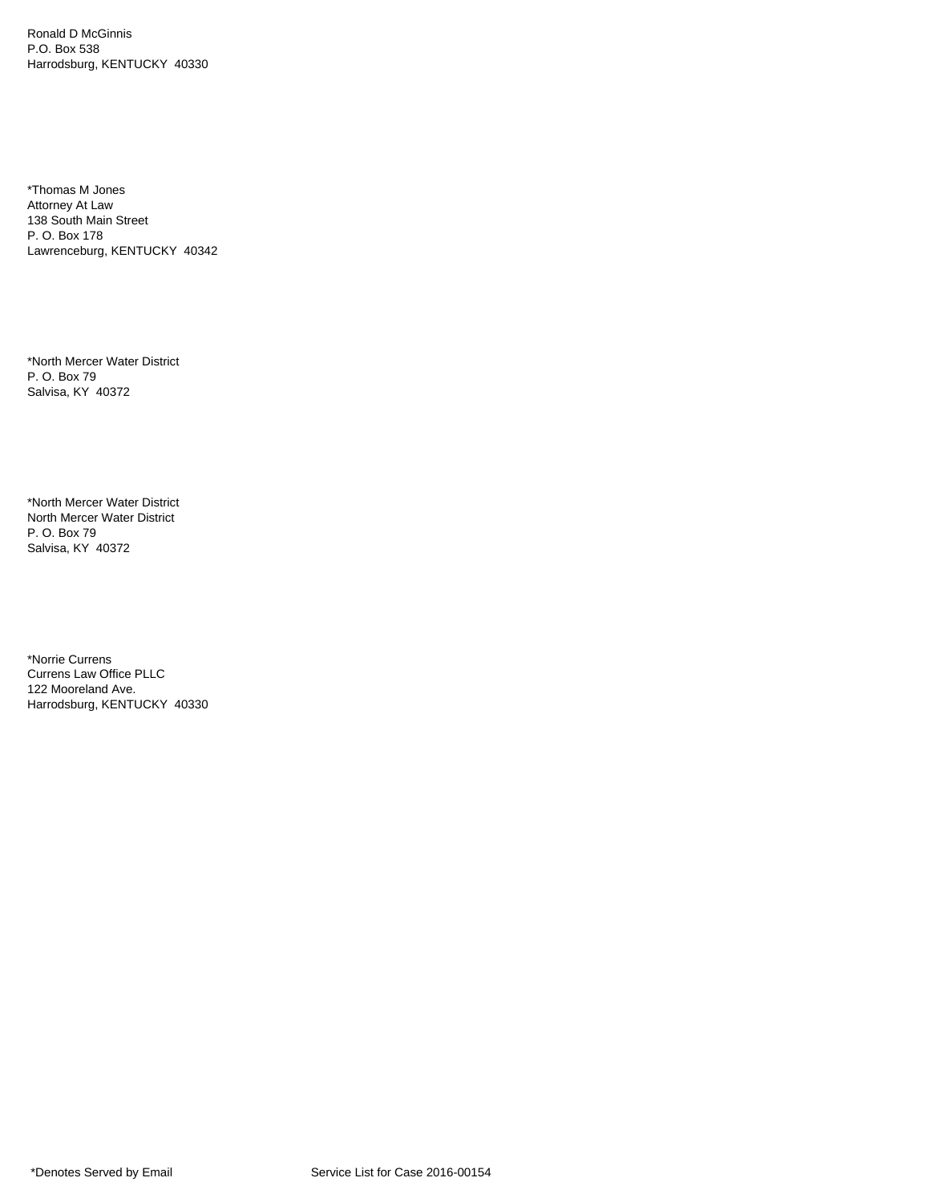Ronald D McGinnis
P.O. Box 538
Harrodsburg, KENTUCKY 40330

*Thomas M Jones
Attorney At Law
138 South Main Street
P. O. Box 178
Lawrenceburg, KENTUCKY 40342

*North Mercer Water District
P. O. Box 79
Salvisa, KY 40372

*North Mercer Water District
North Mercer Water District
P. O. Box 79
Salvisa, KY 40372

*Norrie Currens
Currens Law Office PLLC
122 Mooreland Ave.
Harrodsburg, KENTUCKY 40330

*Denotes Served by Email

Service List for Case 2016-00154